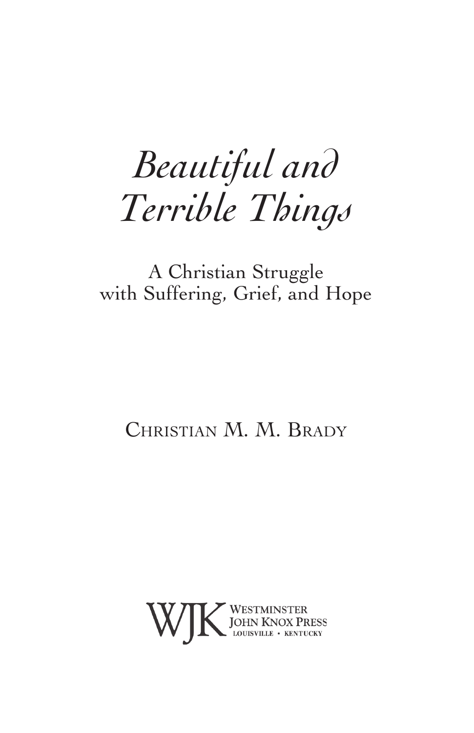# *Beautiful and Terrible Things*

## A Christian Struggle with Suffering, Grief, and Hope

Christian M. M. Brady

WJK Westminster John Knox Press
Louisville • Kentucky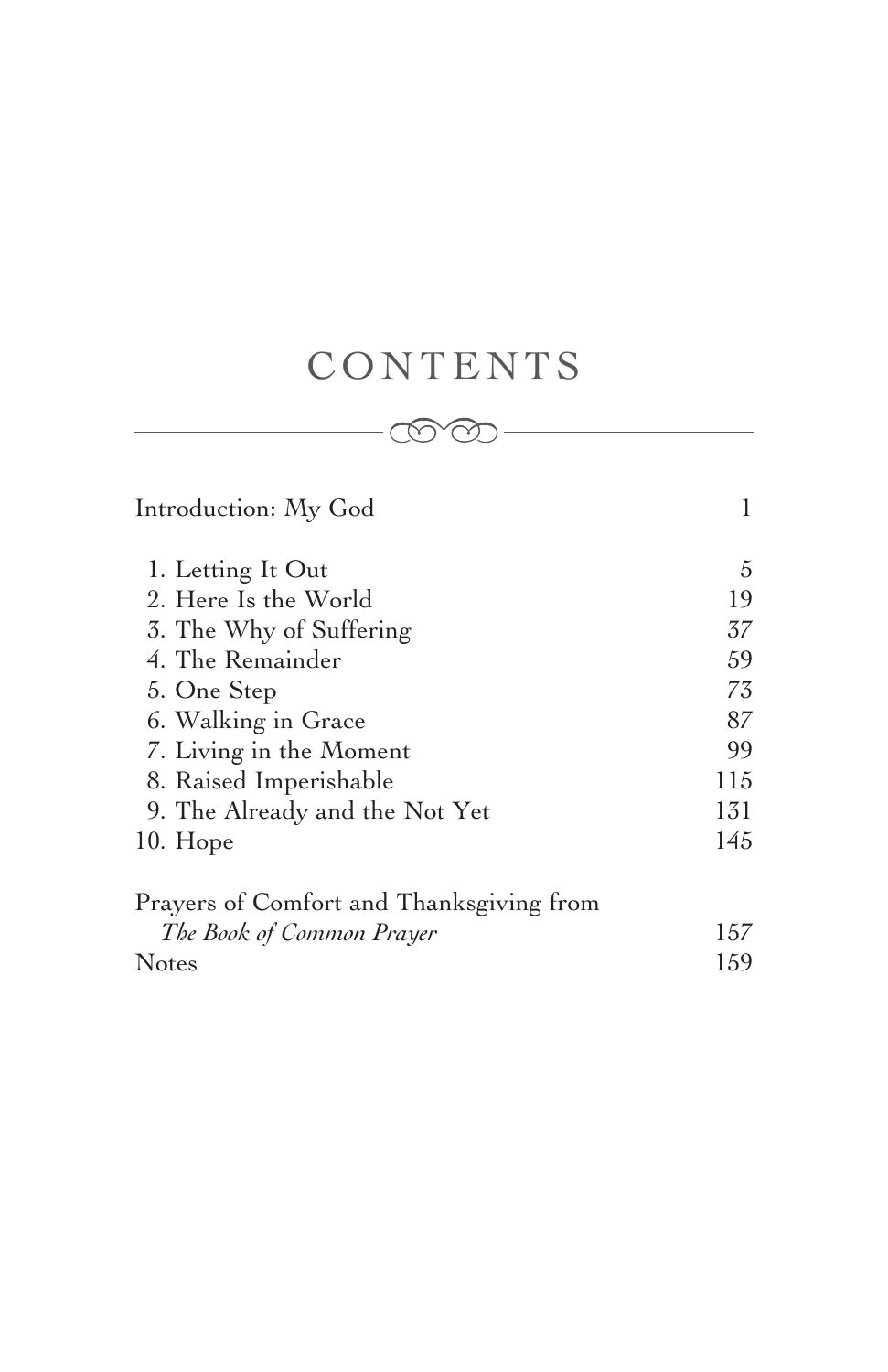# CONTENTS

| | |
|---|---|
| Introduction: My God | 1 |
| 1. Letting It Out | 5 |
| 2. Here Is the World | 19 |
| 3. The Why of Suffering | 37 |
| 4. The Remainder | 59 |
| 5. One Step | 73 |
| 6. Walking in Grace | 87 |
| 7. Living in the Moment | 99 |
| 8. Raised Imperishable | 115 |
| 9. The Already and the Not Yet | 131 |
| 10. Hope | 145 |
| Prayers of Comfort and Thanksgiving from *The Book of Common Prayer* | 157 |
| Notes | 159 |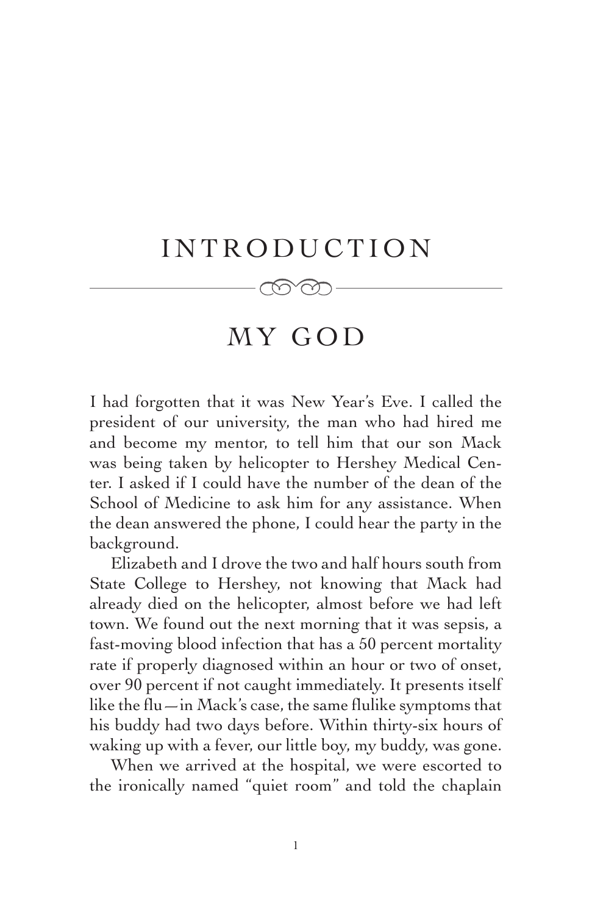# INTRODUCTION

## MY GOD

I had forgotten that it was New Year's Eve. I called the president of our university, the man who had hired me and become my mentor, to tell him that our son Mack was being taken by helicopter to Hershey Medical Center. I asked if I could have the number of the dean of the School of Medicine to ask him for any assistance. When the dean answered the phone, I could hear the party in the background.

Elizabeth and I drove the two and half hours south from State College to Hershey, not knowing that Mack had already died on the helicopter, almost before we had left town. We found out the next morning that it was sepsis, a fast-moving blood infection that has a 50 percent mortality rate if properly diagnosed within an hour or two of onset, over 90 percent if not caught immediately. It presents itself like the flu—in Mack's case, the same flulike symptoms that his buddy had two days before. Within thirty-six hours of waking up with a fever, our little boy, my buddy, was gone.

When we arrived at the hospital, we were escorted to the ironically named "quiet room" and told the chaplain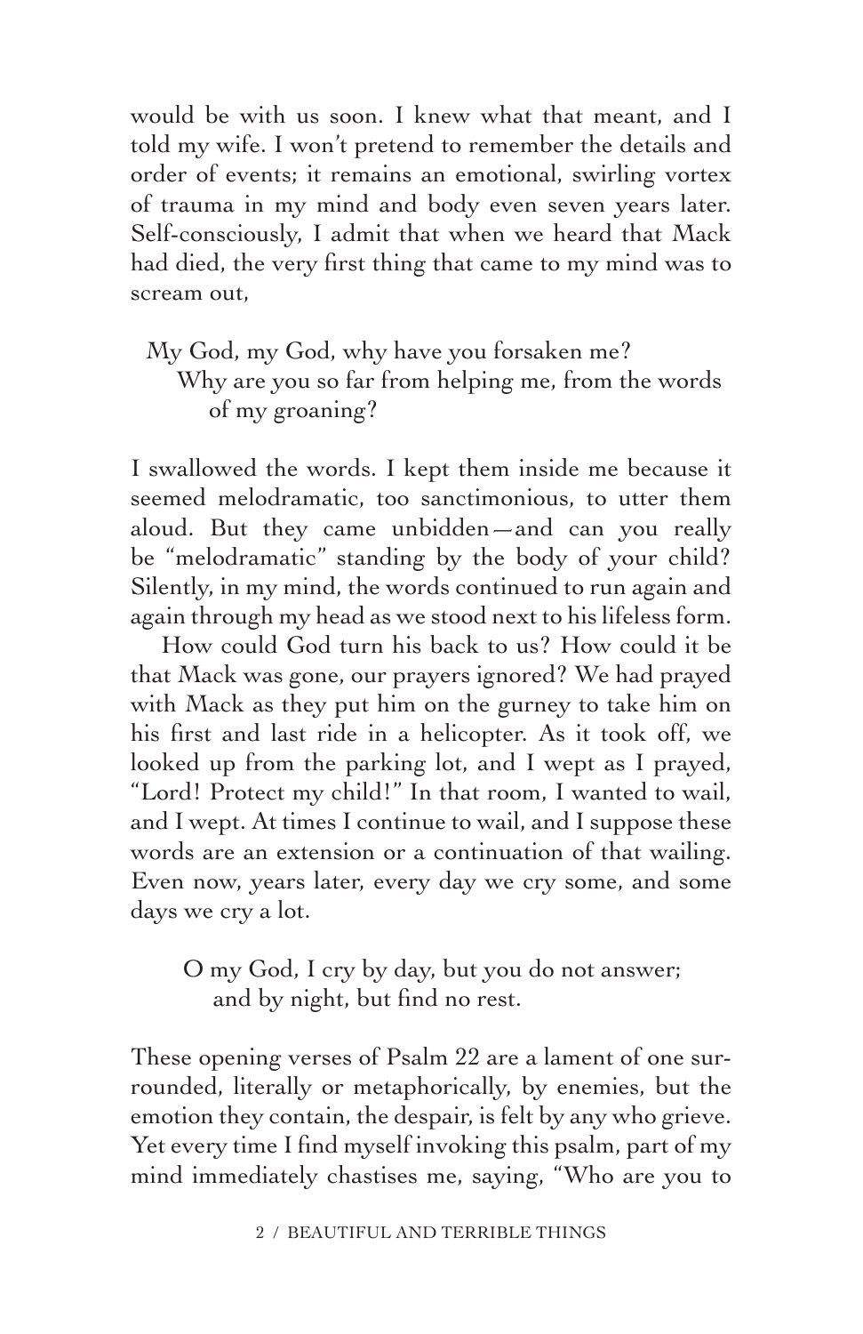would be with us soon. I knew what that meant, and I told my wife. I won't pretend to remember the details and order of events; it remains an emotional, swirling vortex of trauma in my mind and body even seven years later. Self-consciously, I admit that when we heard that Mack had died, the very first thing that came to my mind was to scream out,

> My God, my God, why have you forsaken me?
> Why are you so far from helping me, from the words of my groaning?

I swallowed the words. I kept them inside me because it seemed melodramatic, too sanctimonious, to utter them aloud. But they came unbidden—and can you really be "melodramatic" standing by the body of your child? Silently, in my mind, the words continued to run again and again through my head as we stood next to his lifeless form.

How could God turn his back to us? How could it be that Mack was gone, our prayers ignored? We had prayed with Mack as they put him on the gurney to take him on his first and last ride in a helicopter. As it took off, we looked up from the parking lot, and I wept as I prayed, "Lord! Protect my child!" In that room, I wanted to wail, and I wept. At times I continue to wail, and I suppose these words are an extension or a continuation of that wailing. Even now, years later, every day we cry some, and some days we cry a lot.

> O my God, I cry by day, but you do not answer;
> and by night, but find no rest.

These opening verses of Psalm 22 are a lament of one surrounded, literally or metaphorically, by enemies, but the emotion they contain, the despair, is felt by any who grieve. Yet every time I find myself invoking this psalm, part of my mind immediately chastises me, saying, "Who are you to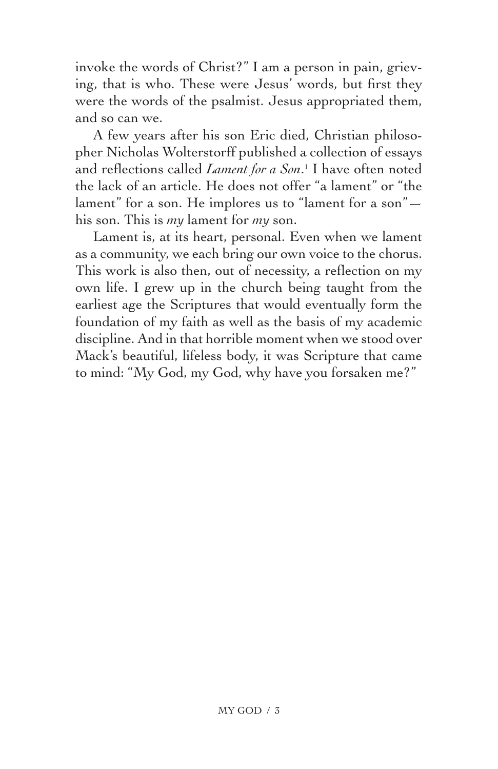invoke the words of Christ?" I am a person in pain, grieving, that is who. These were Jesus' words, but first they were the words of the psalmist. Jesus appropriated them, and so can we.

A few years after his son Eric died, Christian philosopher Nicholas Wolterstorff published a collection of essays and reflections called *Lament for a Son*.[1] I have often noted the lack of an article. He does not offer "a lament" or "the lament" for a son. He implores us to "lament for a son"—his son. This is *my* lament for *my* son.

Lament is, at its heart, personal. Even when we lament as a community, we each bring our own voice to the chorus. This work is also then, out of necessity, a reflection on my own life. I grew up in the church being taught from the earliest age the Scriptures that would eventually form the foundation of my faith as well as the basis of my academic discipline. And in that horrible moment when we stood over Mack's beautiful, lifeless body, it was Scripture that came to mind: "My God, my God, why have you forsaken me?"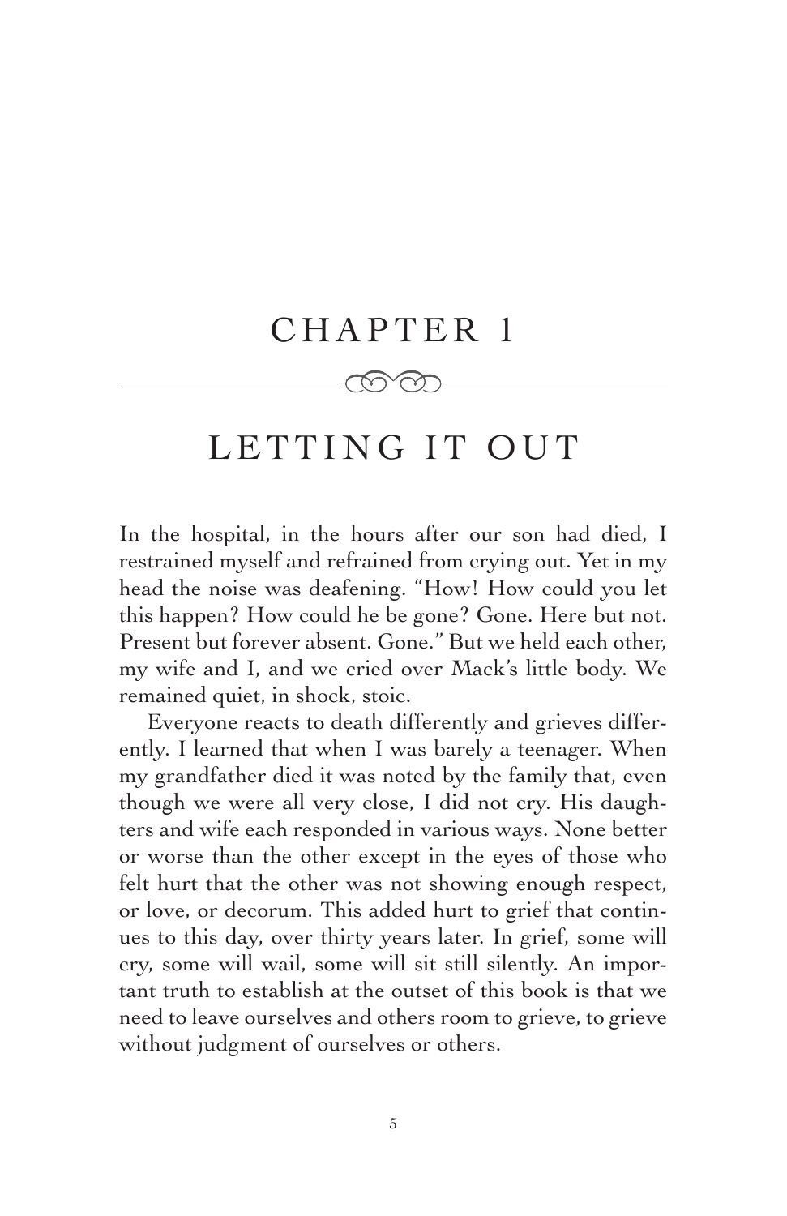# CHAPTER 1

## LETTING IT OUT

In the hospital, in the hours after our son had died, I restrained myself and refrained from crying out. Yet in my head the noise was deafening. "How! How could you let this happen? How could he be gone? Gone. Here but not. Present but forever absent. Gone." But we held each other, my wife and I, and we cried over Mack's little body. We remained quiet, in shock, stoic.

Everyone reacts to death differently and grieves differently. I learned that when I was barely a teenager. When my grandfather died it was noted by the family that, even though we were all very close, I did not cry. His daughters and wife each responded in various ways. None better or worse than the other except in the eyes of those who felt hurt that the other was not showing enough respect, or love, or decorum. This added hurt to grief that continues to this day, over thirty years later. In grief, some will cry, some will wail, some will sit still silently. An important truth to establish at the outset of this book is that we need to leave ourselves and others room to grieve, to grieve without judgment of ourselves or others.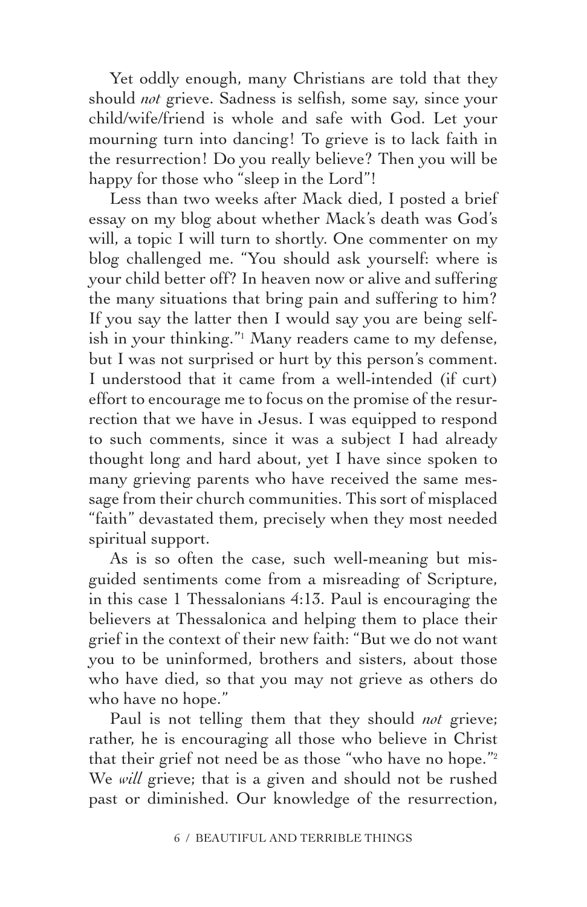Yet oddly enough, many Christians are told that they should *not* grieve. Sadness is selfish, some say, since your child/wife/friend is whole and safe with God. Let your mourning turn into dancing! To grieve is to lack faith in the resurrection! Do you really believe? Then you will be happy for those who "sleep in the Lord"!

Less than two weeks after Mack died, I posted a brief essay on my blog about whether Mack's death was God's will, a topic I will turn to shortly. One commenter on my blog challenged me. "You should ask yourself: where is your child better off? In heaven now or alive and suffering the many situations that bring pain and suffering to him? If you say the latter then I would say you are being selfish in your thinking."[1] Many readers came to my defense, but I was not surprised or hurt by this person's comment. I understood that it came from a well-intended (if curt) effort to encourage me to focus on the promise of the resurrection that we have in Jesus. I was equipped to respond to such comments, since it was a subject I had already thought long and hard about, yet I have since spoken to many grieving parents who have received the same message from their church communities. This sort of misplaced "faith" devastated them, precisely when they most needed spiritual support.

As is so often the case, such well-meaning but misguided sentiments come from a misreading of Scripture, in this case 1 Thessalonians 4:13. Paul is encouraging the believers at Thessalonica and helping them to place their grief in the context of their new faith: "But we do not want you to be uninformed, brothers and sisters, about those who have died, so that you may not grieve as others do who have no hope."

Paul is not telling them that they should *not* grieve; rather, he is encouraging all those who believe in Christ that their grief not need be as those "who have no hope."[2] We *will* grieve; that is a given and should not be rushed past or diminished. Our knowledge of the resurrection,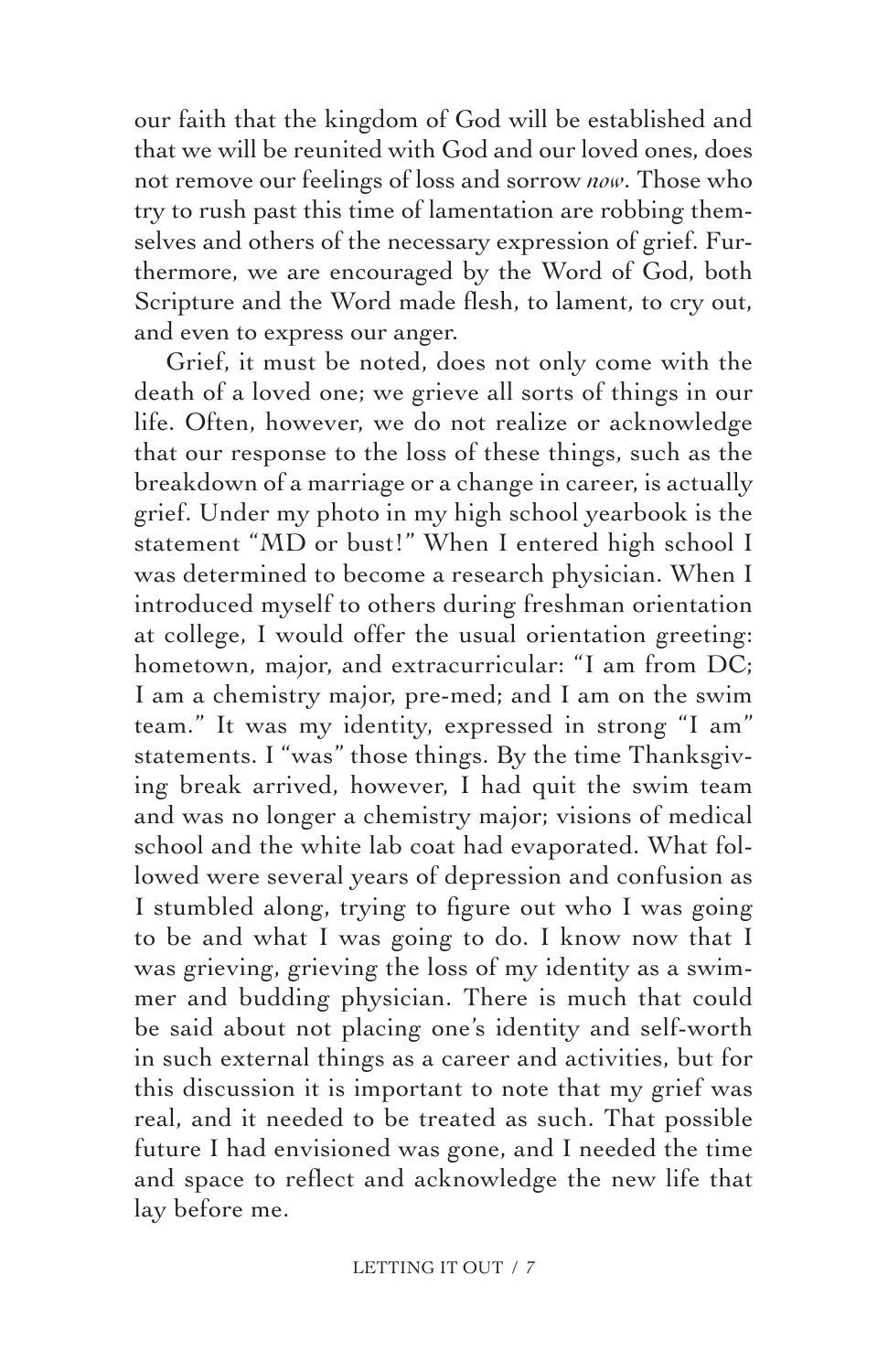our faith that the kingdom of God will be established and that we will be reunited with God and our loved ones, does not remove our feelings of loss and sorrow *now*. Those who try to rush past this time of lamentation are robbing themselves and others of the necessary expression of grief. Furthermore, we are encouraged by the Word of God, both Scripture and the Word made flesh, to lament, to cry out, and even to express our anger.

Grief, it must be noted, does not only come with the death of a loved one; we grieve all sorts of things in our life. Often, however, we do not realize or acknowledge that our response to the loss of these things, such as the breakdown of a marriage or a change in career, is actually grief. Under my photo in my high school yearbook is the statement "MD or bust!" When I entered high school I was determined to become a research physician. When I introduced myself to others during freshman orientation at college, I would offer the usual orientation greeting: hometown, major, and extracurricular: "I am from DC; I am a chemistry major, pre-med; and I am on the swim team." It was my identity, expressed in strong "I am" statements. I "was" those things. By the time Thanksgiving break arrived, however, I had quit the swim team and was no longer a chemistry major; visions of medical school and the white lab coat had evaporated. What followed were several years of depression and confusion as I stumbled along, trying to figure out who I was going to be and what I was going to do. I know now that I was grieving, grieving the loss of my identity as a swimmer and budding physician. There is much that could be said about not placing one's identity and self-worth in such external things as a career and activities, but for this discussion it is important to note that my grief was real, and it needed to be treated as such. That possible future I had envisioned was gone, and I needed the time and space to reflect and acknowledge the new life that lay before me.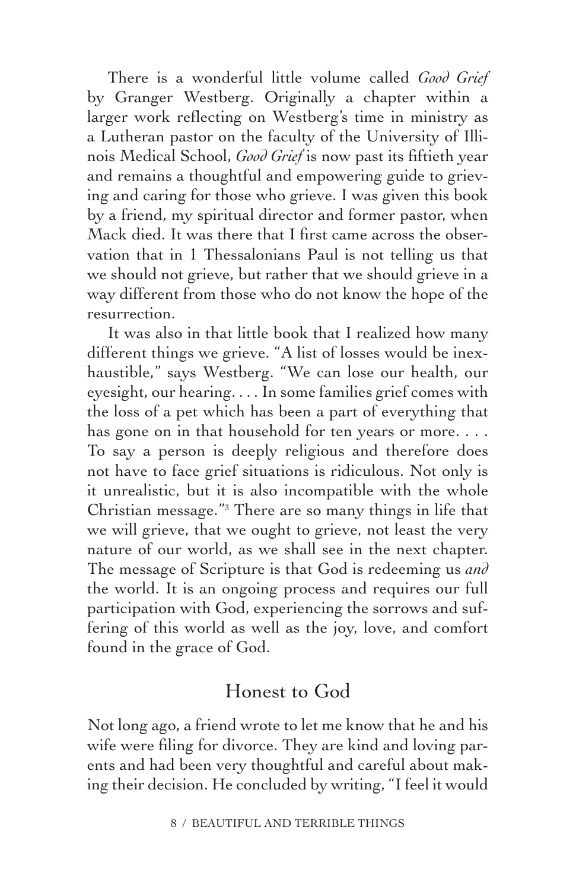There is a wonderful little volume called *Good Grief* by Granger Westberg. Originally a chapter within a larger work reflecting on Westberg's time in ministry as a Lutheran pastor on the faculty of the University of Illinois Medical School, *Good Grief* is now past its fiftieth year and remains a thoughtful and empowering guide to grieving and caring for those who grieve. I was given this book by a friend, my spiritual director and former pastor, when Mack died. It was there that I first came across the observation that in 1 Thessalonians Paul is not telling us that we should not grieve, but rather that we should grieve in a way different from those who do not know the hope of the resurrection.

It was also in that little book that I realized how many different things we grieve. "A list of losses would be inexhaustible," says Westberg. "We can lose our health, our eyesight, our hearing. . . . In some families grief comes with the loss of a pet which has been a part of everything that has gone on in that household for ten years or more. . . . To say a person is deeply religious and therefore does not have to face grief situations is ridiculous. Not only is it unrealistic, but it is also incompatible with the whole Christian message."[3] There are so many things in life that we will grieve, that we ought to grieve, not least the very nature of our world, as we shall see in the next chapter. The message of Scripture is that God is redeeming us *and* the world. It is an ongoing process and requires our full participation with God, experiencing the sorrows and suffering of this world as well as the joy, love, and comfort found in the grace of God.

## Honest to God

Not long ago, a friend wrote to let me know that he and his wife were filing for divorce. They are kind and loving parents and had been very thoughtful and careful about making their decision. He concluded by writing, "I feel it would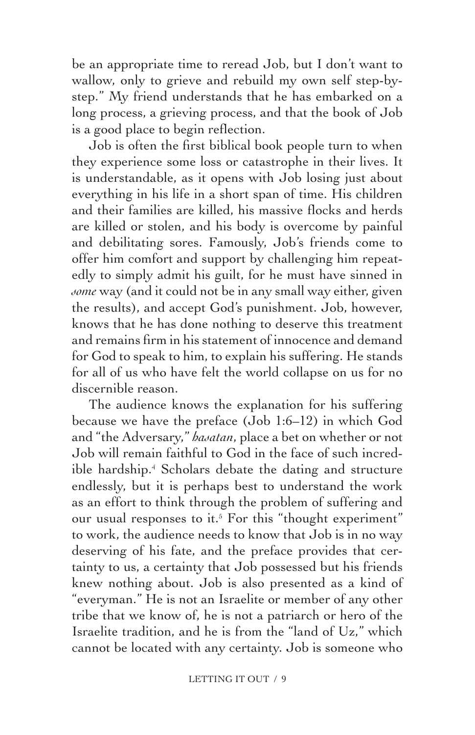be an appropriate time to reread Job, but I don't want to wallow, only to grieve and rebuild my own self step-by-step." My friend understands that he has embarked on a long process, a grieving process, and that the book of Job is a good place to begin reflection.

Job is often the first biblical book people turn to when they experience some loss or catastrophe in their lives. It is understandable, as it opens with Job losing just about everything in his life in a short span of time. His children and their families are killed, his massive flocks and herds are killed or stolen, and his body is overcome by painful and debilitating sores. Famously, Job's friends come to offer him comfort and support by challenging him repeatedly to simply admit his guilt, for he must have sinned in *some* way (and it could not be in any small way either, given the results), and accept God's punishment. Job, however, knows that he has done nothing to deserve this treatment and remains firm in his statement of innocence and demand for God to speak to him, to explain his suffering. He stands for all of us who have felt the world collapse on us for no discernible reason.

The audience knows the explanation for his suffering because we have the preface (Job 1:6–12) in which God and "the Adversary," *hasatan*, place a bet on whether or not Job will remain faithful to God in the face of such incredible hardship.[4] Scholars debate the dating and structure endlessly, but it is perhaps best to understand the work as an effort to think through the problem of suffering and our usual responses to it.[5] For this "thought experiment" to work, the audience needs to know that Job is in no way deserving of his fate, and the preface provides that certainty to us, a certainty that Job possessed but his friends knew nothing about. Job is also presented as a kind of "everyman." He is not an Israelite or member of any other tribe that we know of, he is not a patriarch or hero of the Israelite tradition, and he is from the "land of Uz," which cannot be located with any certainty. Job is someone who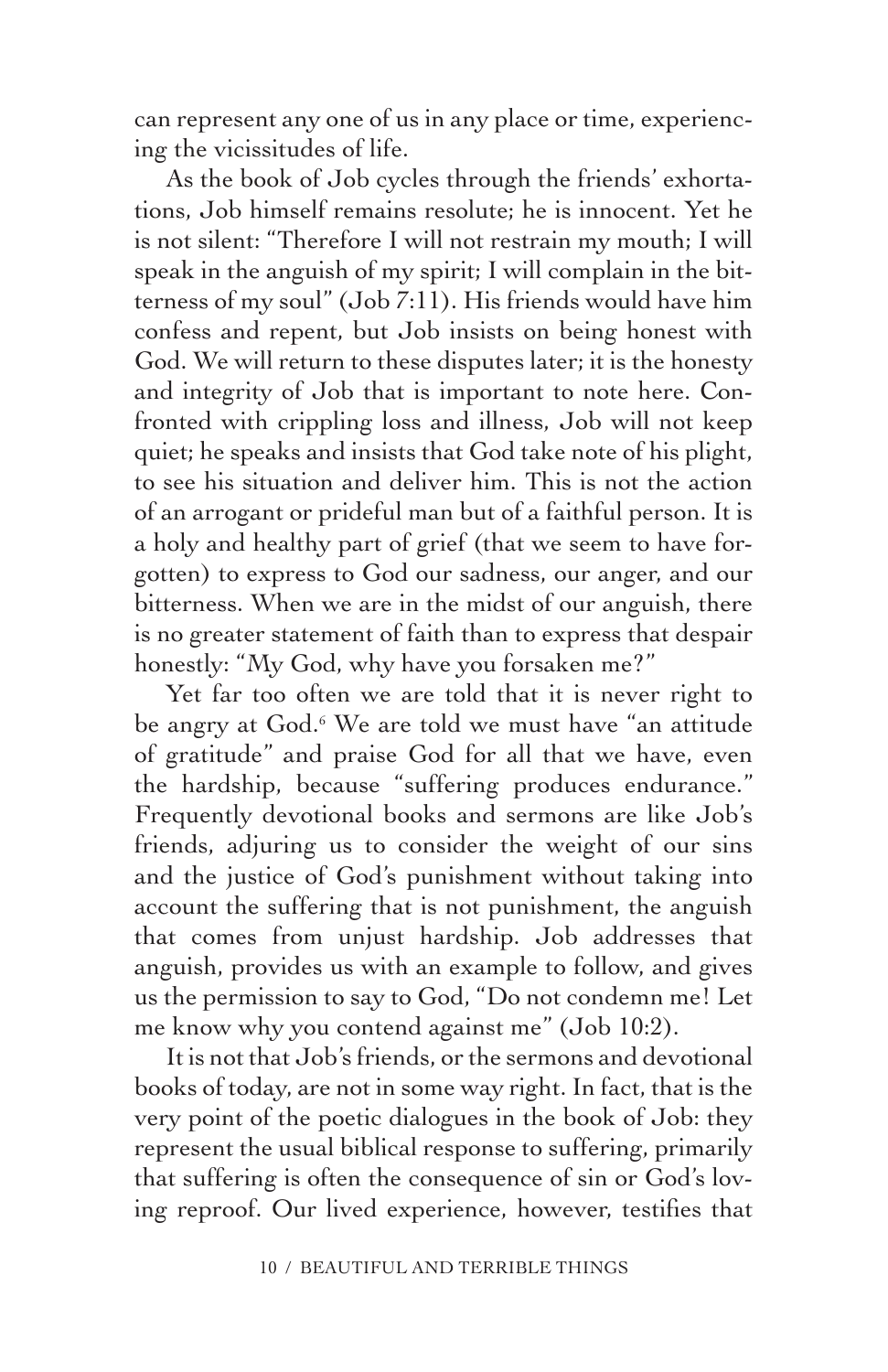can represent any one of us in any place or time, experiencing the vicissitudes of life.

As the book of Job cycles through the friends' exhortations, Job himself remains resolute; he is innocent. Yet he is not silent: "Therefore I will not restrain my mouth; I will speak in the anguish of my spirit; I will complain in the bitterness of my soul" (Job 7:11). His friends would have him confess and repent, but Job insists on being honest with God. We will return to these disputes later; it is the honesty and integrity of Job that is important to note here. Confronted with crippling loss and illness, Job will not keep quiet; he speaks and insists that God take note of his plight, to see his situation and deliver him. This is not the action of an arrogant or prideful man but of a faithful person. It is a holy and healthy part of grief (that we seem to have forgotten) to express to God our sadness, our anger, and our bitterness. When we are in the midst of our anguish, there is no greater statement of faith than to express that despair honestly: "My God, why have you forsaken me?"

Yet far too often we are told that it is never right to be angry at God.[6] We are told we must have "an attitude of gratitude" and praise God for all that we have, even the hardship, because "suffering produces endurance." Frequently devotional books and sermons are like Job's friends, adjuring us to consider the weight of our sins and the justice of God's punishment without taking into account the suffering that is not punishment, the anguish that comes from unjust hardship. Job addresses that anguish, provides us with an example to follow, and gives us the permission to say to God, "Do not condemn me! Let me know why you contend against me" (Job 10:2).

It is not that Job's friends, or the sermons and devotional books of today, are not in some way right. In fact, that is the very point of the poetic dialogues in the book of Job: they represent the usual biblical response to suffering, primarily that suffering is often the consequence of sin or God's loving reproof. Our lived experience, however, testifies that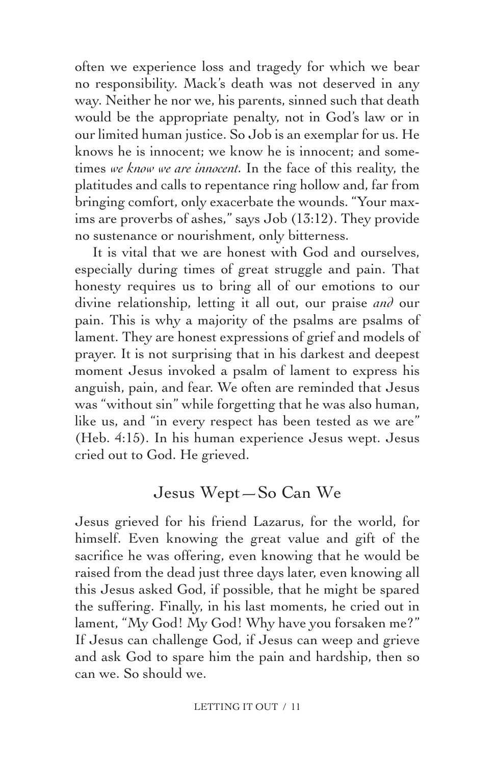often we experience loss and tragedy for which we bear no responsibility. Mack's death was not deserved in any way. Neither he nor we, his parents, sinned such that death would be the appropriate penalty, not in God's law or in our limited human justice. So Job is an exemplar for us. He knows he is innocent; we know he is innocent; and sometimes *we know we are innocent.* In the face of this reality, the platitudes and calls to repentance ring hollow and, far from bringing comfort, only exacerbate the wounds. "Your maxims are proverbs of ashes," says Job (13:12). They provide no sustenance or nourishment, only bitterness.

It is vital that we are honest with God and ourselves, especially during times of great struggle and pain. That honesty requires us to bring all of our emotions to our divine relationship, letting it all out, our praise *and* our pain. This is why a majority of the psalms are psalms of lament. They are honest expressions of grief and models of prayer. It is not surprising that in his darkest and deepest moment Jesus invoked a psalm of lament to express his anguish, pain, and fear. We often are reminded that Jesus was "without sin" while forgetting that he was also human, like us, and "in every respect has been tested as we are" (Heb. 4:15). In his human experience Jesus wept. Jesus cried out to God. He grieved.

## Jesus Wept—So Can We

Jesus grieved for his friend Lazarus, for the world, for himself. Even knowing the great value and gift of the sacrifice he was offering, even knowing that he would be raised from the dead just three days later, even knowing all this Jesus asked God, if possible, that he might be spared the suffering. Finally, in his last moments, he cried out in lament, "My God! My God! Why have you forsaken me?" If Jesus can challenge God, if Jesus can weep and grieve and ask God to spare him the pain and hardship, then so can we. So should we.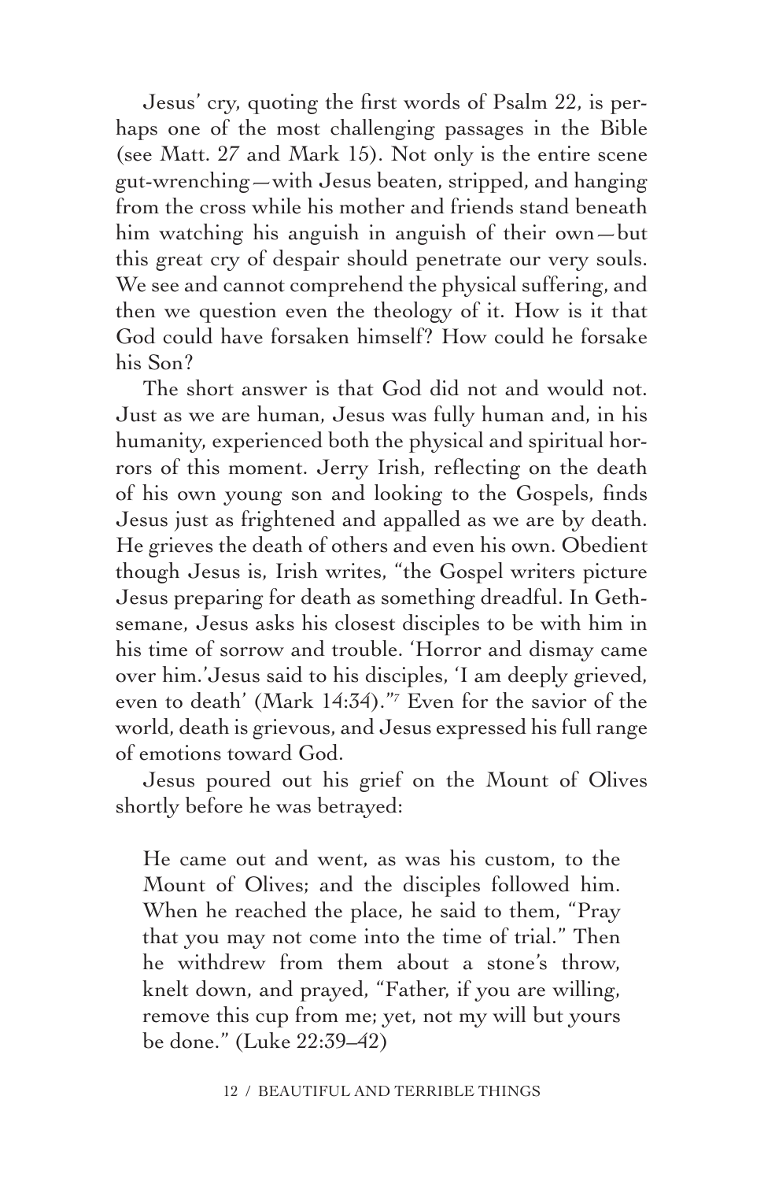Jesus' cry, quoting the first words of Psalm 22, is perhaps one of the most challenging passages in the Bible (see Matt. 27 and Mark 15). Not only is the entire scene gut-wrenching—with Jesus beaten, stripped, and hanging from the cross while his mother and friends stand beneath him watching his anguish in anguish of their own—but this great cry of despair should penetrate our very souls. We see and cannot comprehend the physical suffering, and then we question even the theology of it. How is it that God could have forsaken himself? How could he forsake his Son?

The short answer is that God did not and would not. Just as we are human, Jesus was fully human and, in his humanity, experienced both the physical and spiritual horrors of this moment. Jerry Irish, reflecting on the death of his own young son and looking to the Gospels, finds Jesus just as frightened and appalled as we are by death. He grieves the death of others and even his own. Obedient though Jesus is, Irish writes, "the Gospel writers picture Jesus preparing for death as something dreadful. In Gethsemane, Jesus asks his closest disciples to be with him in his time of sorrow and trouble. 'Horror and dismay came over him.' Jesus said to his disciples, 'I am deeply grieved, even to death' (Mark 14:34)."[7] Even for the savior of the world, death is grievous, and Jesus expressed his full range of emotions toward God.

Jesus poured out his grief on the Mount of Olives shortly before he was betrayed:

> He came out and went, as was his custom, to the Mount of Olives; and the disciples followed him. When he reached the place, he said to them, "Pray that you may not come into the time of trial." Then he withdrew from them about a stone's throw, knelt down, and prayed, "Father, if you are willing, remove this cup from me; yet, not my will but yours be done." (Luke 22:39–42)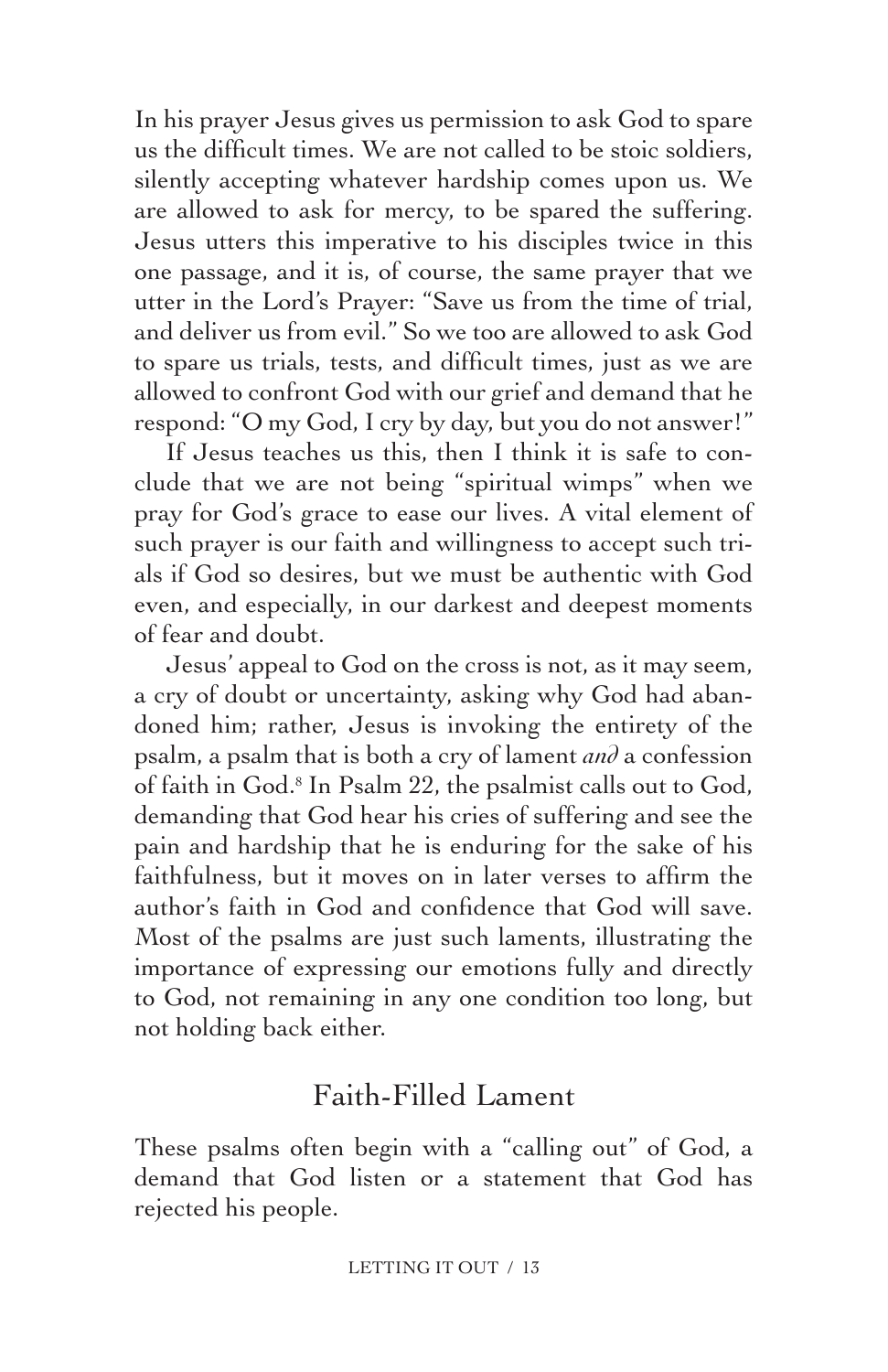In his prayer Jesus gives us permission to ask God to spare us the difficult times. We are not called to be stoic soldiers, silently accepting whatever hardship comes upon us. We are allowed to ask for mercy, to be spared the suffering. Jesus utters this imperative to his disciples twice in this one passage, and it is, of course, the same prayer that we utter in the Lord's Prayer: "Save us from the time of trial, and deliver us from evil." So we too are allowed to ask God to spare us trials, tests, and difficult times, just as we are allowed to confront God with our grief and demand that he respond: "O my God, I cry by day, but you do not answer!"

If Jesus teaches us this, then I think it is safe to conclude that we are not being "spiritual wimps" when we pray for God's grace to ease our lives. A vital element of such prayer is our faith and willingness to accept such trials if God so desires, but we must be authentic with God even, and especially, in our darkest and deepest moments of fear and doubt.

Jesus' appeal to God on the cross is not, as it may seem, a cry of doubt or uncertainty, asking why God had abandoned him; rather, Jesus is invoking the entirety of the psalm, a psalm that is both a cry of lament *and* a confession of faith in God.[8] In Psalm 22, the psalmist calls out to God, demanding that God hear his cries of suffering and see the pain and hardship that he is enduring for the sake of his faithfulness, but it moves on in later verses to affirm the author's faith in God and confidence that God will save. Most of the psalms are just such laments, illustrating the importance of expressing our emotions fully and directly to God, not remaining in any one condition too long, but not holding back either.

## Faith-Filled Lament

These psalms often begin with a "calling out" of God, a demand that God listen or a statement that God has rejected his people.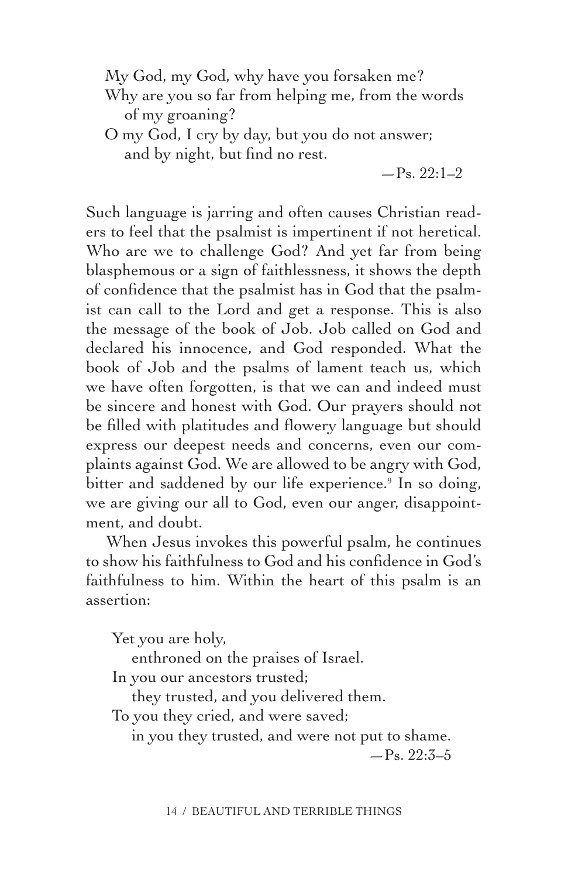> My God, my God, why have you forsaken me?
> Why are you so far from helping me, from the words of my groaning?
> O my God, I cry by day, but you do not answer;
> and by night, but find no rest.
>
> —Ps. 22:1–2

Such language is jarring and often causes Christian readers to feel that the psalmist is impertinent if not heretical. Who are we to challenge God? And yet far from being blasphemous or a sign of faithlessness, it shows the depth of confidence that the psalmist has in God that the psalmist can call to the Lord and get a response. This is also the message of the book of Job. Job called on God and declared his innocence, and God responded. What the book of Job and the psalms of lament teach us, which we have often forgotten, is that we can and indeed must be sincere and honest with God. Our prayers should not be filled with platitudes and flowery language but should express our deepest needs and concerns, even our complaints against God. We are allowed to be angry with God, bitter and saddened by our life experience.[9] In so doing, we are giving our all to God, even our anger, disappointment, and doubt.

When Jesus invokes this powerful psalm, he continues to show his faithfulness to God and his confidence in God's faithfulness to him. Within the heart of this psalm is an assertion:

> Yet you are holy,
> enthroned on the praises of Israel.
> In you our ancestors trusted;
> they trusted, and you delivered them.
> To you they cried, and were saved;
> in you they trusted, and were not put to shame.
>
> —Ps. 22:3–5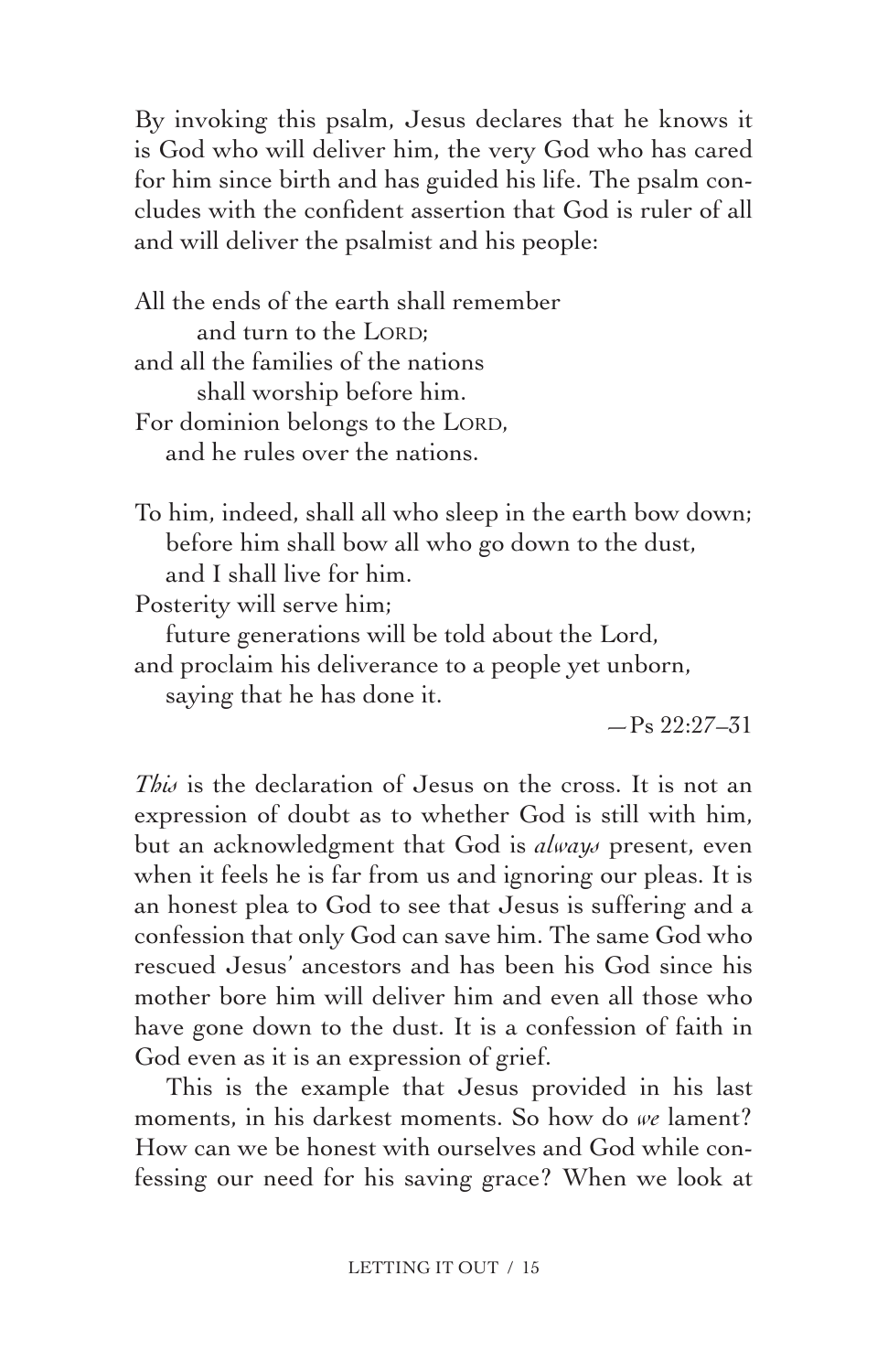By invoking this psalm, Jesus declares that he knows it is God who will deliver him, the very God who has cared for him since birth and has guided his life. The psalm concludes with the confident assertion that God is ruler of all and will deliver the psalmist and his people:

> All the ends of the earth shall remember  
>         and turn to the LORD;  
> and all the families of the nations  
>         shall worship before him.  
> For dominion belongs to the LORD,  
>     and he rules over the nations.
>
> To him, indeed, shall all who sleep in the earth bow down;  
>     before him shall bow all who go down to the dust,  
>     and I shall live for him.  
> Posterity will serve him;  
>     future generations will be told about the Lord,  
> and proclaim his deliverance to a people yet unborn,  
>     saying that he has done it.
>
> —Ps 22:27–31

*This* is the declaration of Jesus on the cross. It is not an expression of doubt as to whether God is still with him, but an acknowledgment that God is *always* present, even when it feels he is far from us and ignoring our pleas. It is an honest plea to God to see that Jesus is suffering and a confession that only God can save him. The same God who rescued Jesus' ancestors and has been his God since his mother bore him will deliver him and even all those who have gone down to the dust. It is a confession of faith in God even as it is an expression of grief.

This is the example that Jesus provided in his last moments, in his darkest moments. So how do *we* lament? How can we be honest with ourselves and God while confessing our need for his saving grace? When we look at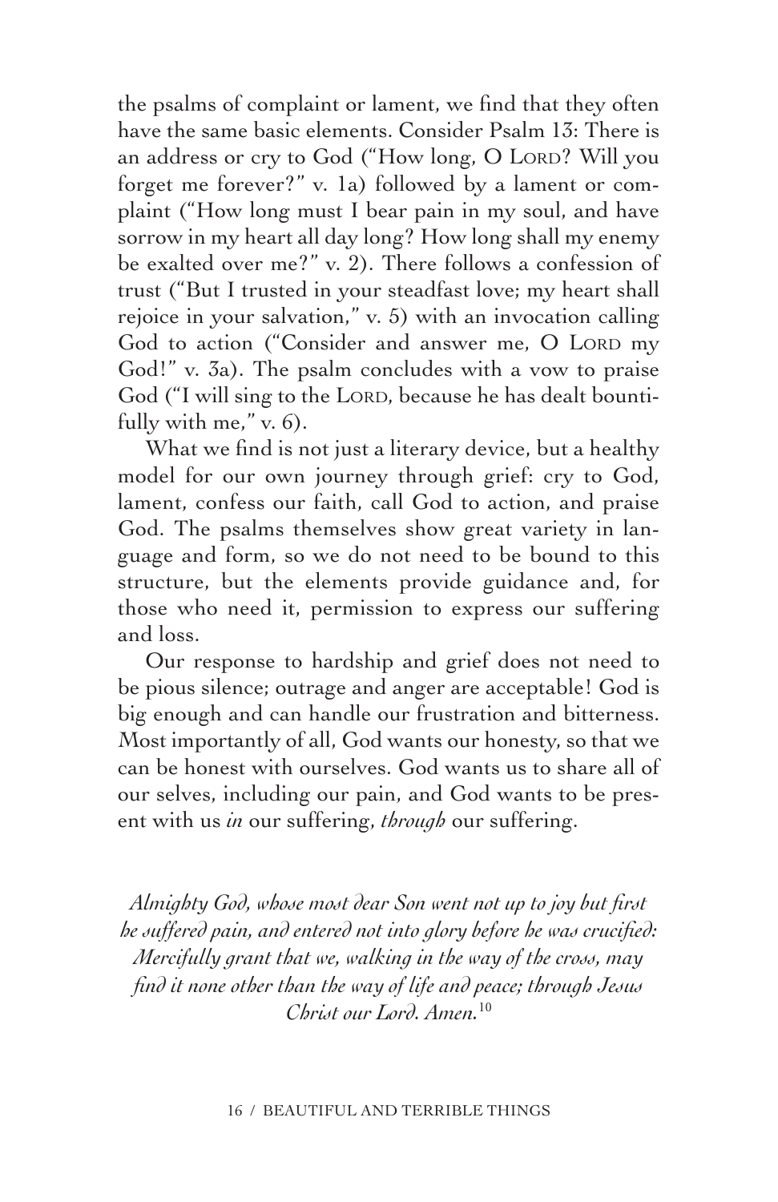the psalms of complaint or lament, we find that they often have the same basic elements. Consider Psalm 13: There is an address or cry to God ("How long, O LORD? Will you forget me forever?" v. 1a) followed by a lament or complaint ("How long must I bear pain in my soul, and have sorrow in my heart all day long? How long shall my enemy be exalted over me?" v. 2). There follows a confession of trust ("But I trusted in your steadfast love; my heart shall rejoice in your salvation," v. 5) with an invocation calling God to action ("Consider and answer me, O LORD my God!" v. 3a). The psalm concludes with a vow to praise God ("I will sing to the LORD, because he has dealt bountifully with me," v. 6).

What we find is not just a literary device, but a healthy model for our own journey through grief: cry to God, lament, confess our faith, call God to action, and praise God. The psalms themselves show great variety in language and form, so we do not need to be bound to this structure, but the elements provide guidance and, for those who need it, permission to express our suffering and loss.

Our response to hardship and grief does not need to be pious silence; outrage and anger are acceptable! God is big enough and can handle our frustration and bitterness. Most importantly of all, God wants our honesty, so that we can be honest with ourselves. God wants us to share all of our selves, including our pain, and God wants to be present with us *in* our suffering, *through* our suffering.

*Almighty God, whose most dear Son went not up to joy but first he suffered pain, and entered not into glory before he was crucified: Mercifully grant that we, walking in the way of the cross, may find it none other than the way of life and peace; through Jesus Christ our Lord. Amen.*[10]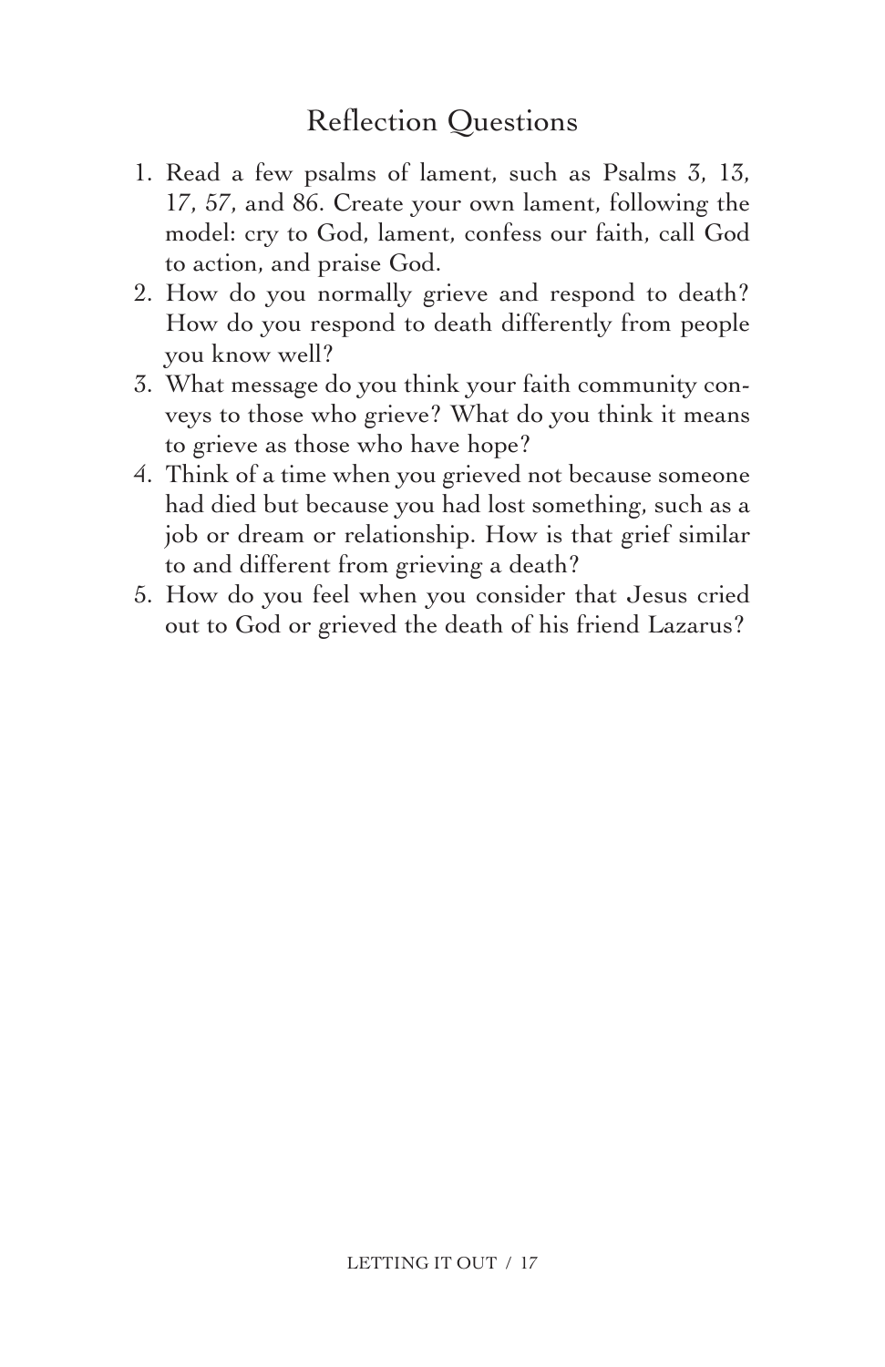## Reflection Questions

1. Read a few psalms of lament, such as Psalms 3, 13, 17, 57, and 86. Create your own lament, following the model: cry to God, lament, confess our faith, call God to action, and praise God.
2. How do you normally grieve and respond to death? How do you respond to death differently from people you know well?
3. What message do you think your faith community conveys to those who grieve? What do you think it means to grieve as those who have hope?
4. Think of a time when you grieved not because someone had died but because you had lost something, such as a job or dream or relationship. How is that grief similar to and different from grieving a death?
5. How do you feel when you consider that Jesus cried out to God or grieved the death of his friend Lazarus?